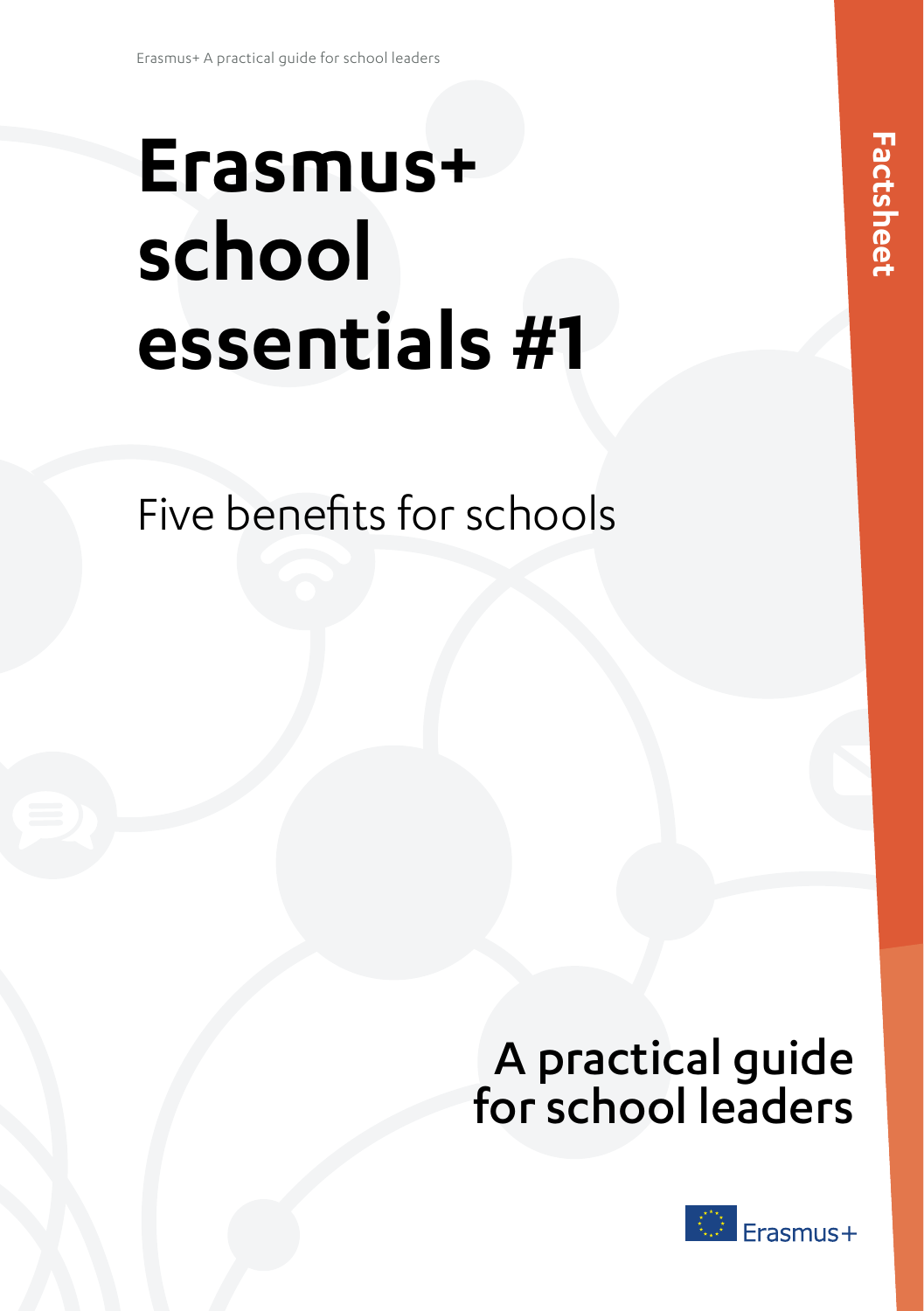# Erasmus+ school essentials #1

## Five benefits for schools

Factsheet

**A practical guide for school leaders**

Erasmus+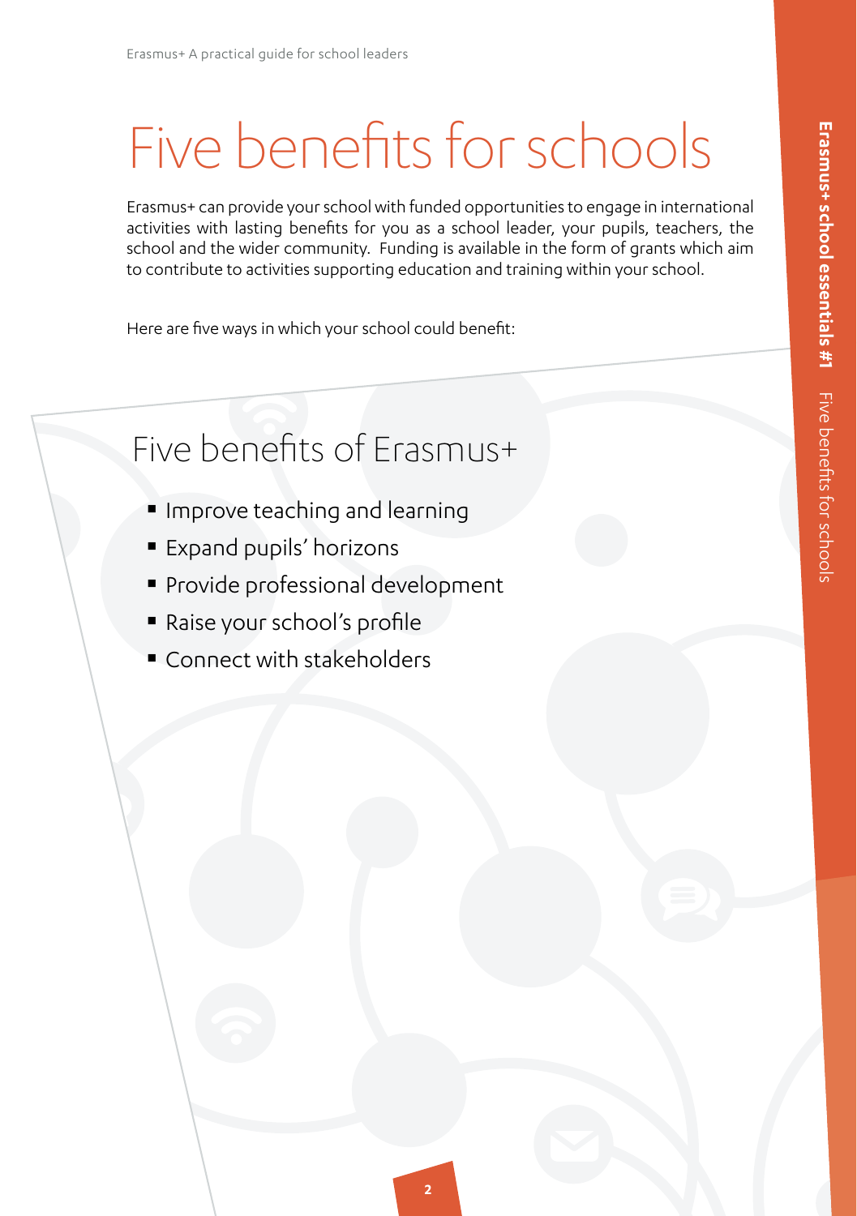# Five benefits for schools

Erasmus+ can provide your school with funded opportunities to engage in international activities with lasting benefits for you as a school leader, your pupils, teachers, the school and the wider community. Funding is available in the form of grants which aim to contribute to activities supporting education and training within your school.

Here are five ways in which your school could benefit:

## Five benefits of Erasmus+

- Improve teaching and learning
- Expand pupils' horizons
- Provide professional development
- Raise your school's profile
- Connect with stakeholders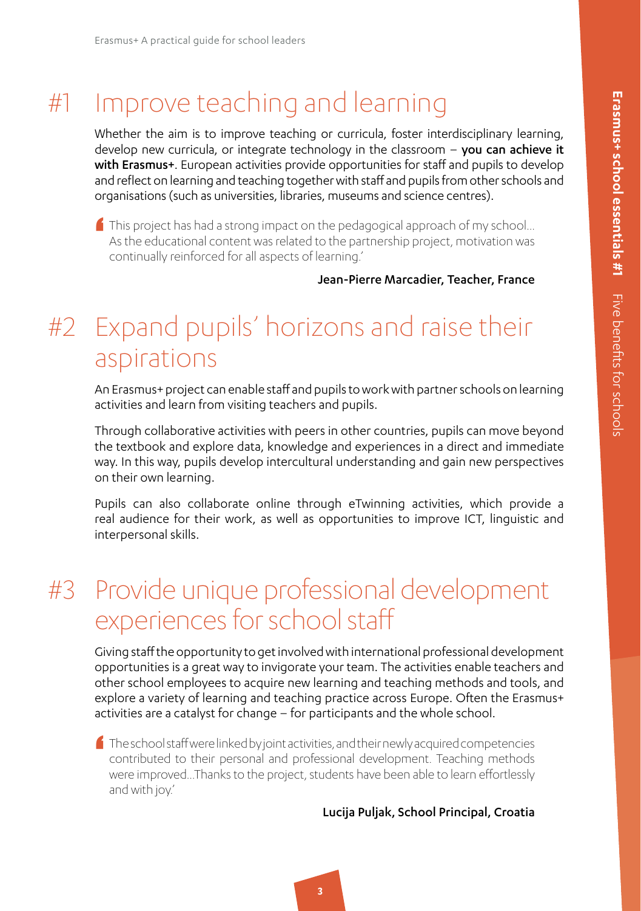# #1 Improve teaching and learning

Whether the aim is to improve teaching or curricula, foster interdisciplinary learning, develop new curricula, or integrate technology in the classroom – **you can achieve it with Erasmus+**. European activities provide opportunities for staff and pupils to develop and reflect on learning and teaching together with staff and pupils from other schools and organisations (such as universities, libraries, museums and science centres).

> ‘This project has had a strong impact on the pedagogical approach of my school... As the educational content was related to the partnership project, motivation was continually reinforced for all aspects of learning.’
>
> **Jean-Pierre Marcadier, Teacher, France**

# #2 Expand pupils’ horizons and raise their aspirations

An Erasmus+ project can enable staff and pupils to work with partner schools on learning activities and learn from visiting teachers and pupils.

Through collaborative activities with peers in other countries, pupils can move beyond the textbook and explore data, knowledge and experiences in a direct and immediate way. In this way, pupils develop intercultural understanding and gain new perspectives on their own learning.

Pupils can also collaborate online through eTwinning activities, which provide a real audience for their work, as well as opportunities to improve ICT, linguistic and interpersonal skills.

# #3 Provide unique professional development experiences for school staff

Giving staff the opportunity to get involved with international professional development opportunities is a great way to invigorate your team. The activities enable teachers and other school employees to acquire new learning and teaching methods and tools, and explore a variety of learning and teaching practice across Europe. Often the Erasmus+ activities are a catalyst for change – for participants and the whole school.

> ‘The school staff were linked by joint activities, and their newly acquired competencies contributed to their personal and professional development. Teaching methods were improved...Thanks to the project, students have been able to learn effortlessly and with joy.’
>
> **Lucija Puljak, School Principal, Croatia**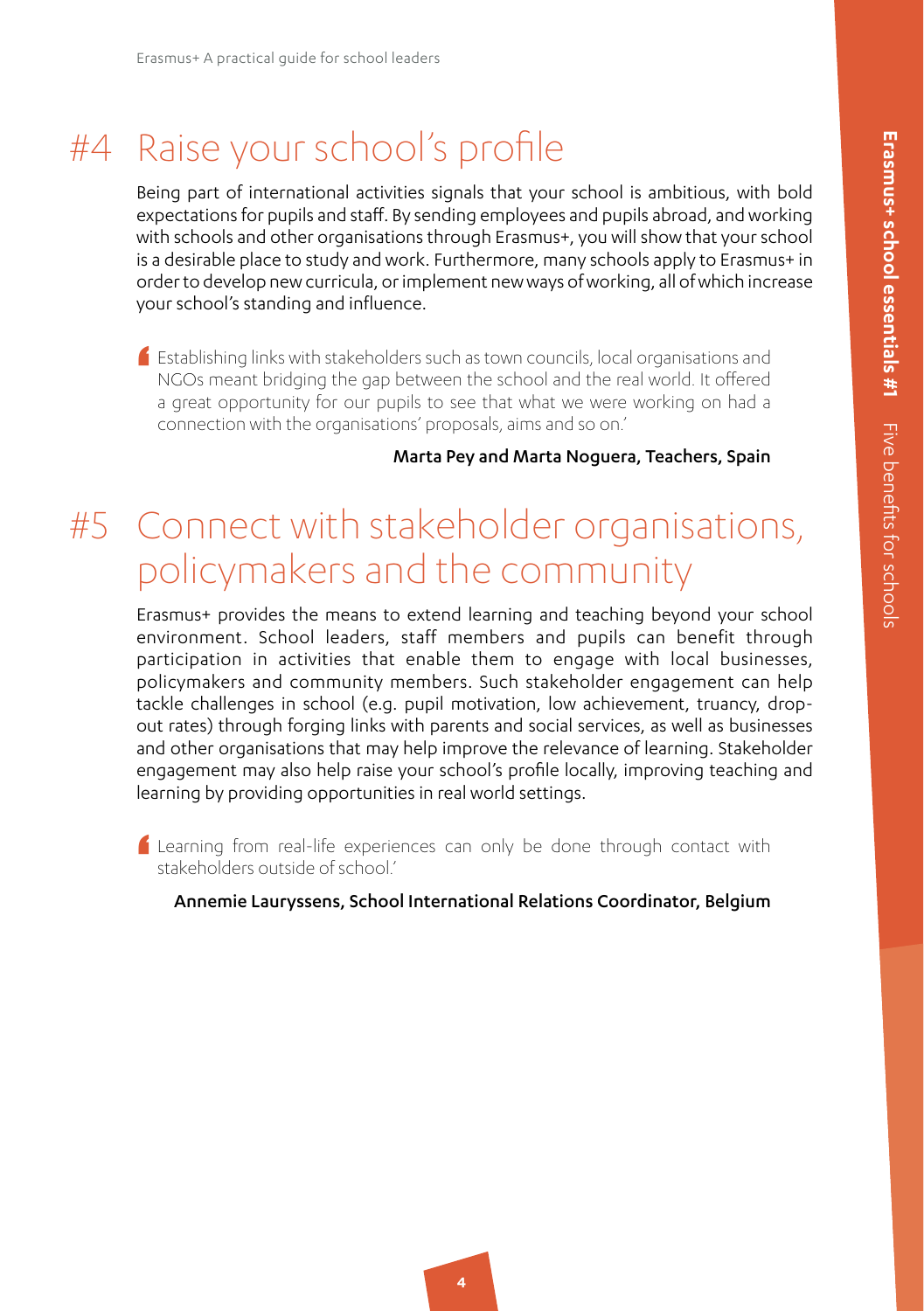# #4 Raise your school's profile

Being part of international activities signals that your school is ambitious, with bold expectations for pupils and staff. By sending employees and pupils abroad, and working with schools and other organisations through Erasmus+, you will show that your school is a desirable place to study and work. Furthermore, many schools apply to Erasmus+ in order to develop new curricula, or implement new ways of working, all of which increase your school's standing and influence.

> 'Establishing links with stakeholders such as town councils, local organisations and NGOs meant bridging the gap between the school and the real world. It offered a great opportunity for our pupils to see that what we were working on had a connection with the organisations' proposals, aims and so on.'
>
> **Marta Pey and Marta Noguera, Teachers, Spain**

# #5 Connect with stakeholder organisations, policymakers and the community

Erasmus+ provides the means to extend learning and teaching beyond your school environment. School leaders, staff members and pupils can benefit through participation in activities that enable them to engage with local businesses, policymakers and community members. Such stakeholder engagement can help tackle challenges in school (e.g. pupil motivation, low achievement, truancy, drop-out rates) through forging links with parents and social services, as well as businesses and other organisations that may help improve the relevance of learning. Stakeholder engagement may also help raise your school's profile locally, improving teaching and learning by providing opportunities in real world settings.

> 'Learning from real-life experiences can only be done through contact with stakeholders outside of school.'
>
> **Annemie Lauryssens, School International Relations Coordinator, Belgium**